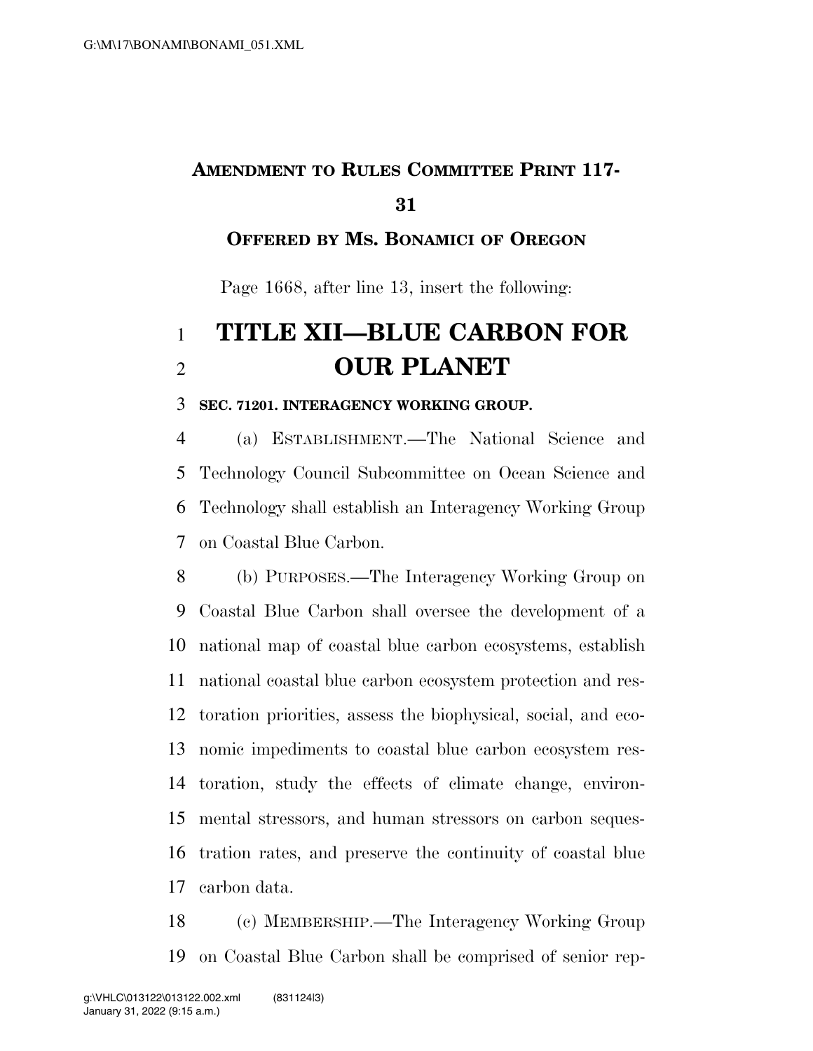**AMENDMENT TO RULES COMMITTEE PRINT 117-31**

**OFFERED BY MS. BONAMICI OF OREGON**

Page 1668, after line 13, insert the following:

# TITLE XII—BLUE CARBON FOR OUR PLANET

**SEC. 71201. INTERAGENCY WORKING GROUP.**

(a) ESTABLISHMENT.—The National Science and Technology Council Subcommittee on Ocean Science and Technology shall establish an Interagency Working Group on Coastal Blue Carbon.

(b) PURPOSES.—The Interagency Working Group on Coastal Blue Carbon shall oversee the development of a national map of coastal blue carbon ecosystems, establish national coastal blue carbon ecosystem protection and restoration priorities, assess the biophysical, social, and economic impediments to coastal blue carbon ecosystem restoration, study the effects of climate change, environmental stressors, and human stressors on carbon sequestration rates, and preserve the continuity of coastal blue carbon data.

(c) MEMBERSHIP.—The Interagency Working Group on Coastal Blue Carbon shall be comprised of senior rep-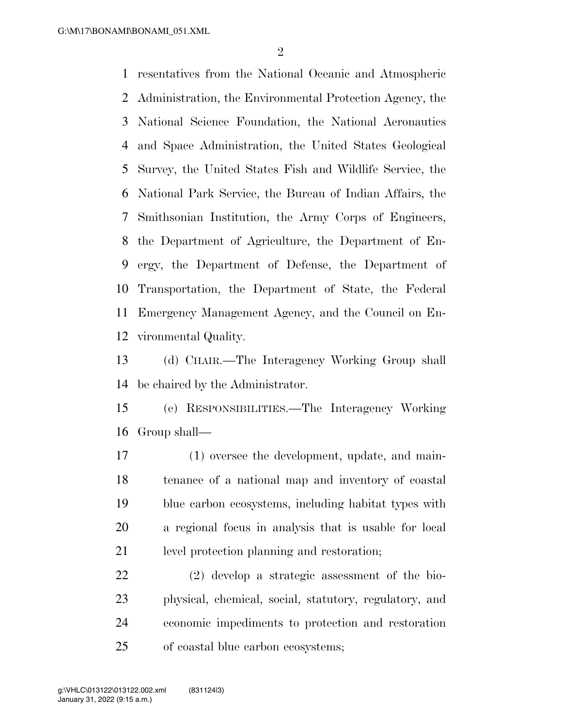resentatives from the National Oceanic and Atmospheric Administration, the Environmental Protection Agency, the National Science Foundation, the National Aeronautics and Space Administration, the United States Geological Survey, the United States Fish and Wildlife Service, the National Park Service, the Bureau of Indian Affairs, the Smithsonian Institution, the Army Corps of Engineers, the Department of Agriculture, the Department of Energy, the Department of Defense, the Department of Transportation, the Department of State, the Federal Emergency Management Agency, and the Council on Environmental Quality.

(d) CHAIR.—The Interagency Working Group shall be chaired by the Administrator.

(e) RESPONSIBILITIES.—The Interagency Working Group shall—

(1) oversee the development, update, and maintenance of a national map and inventory of coastal blue carbon ecosystems, including habitat types with a regional focus in analysis that is usable for local level protection planning and restoration;

(2) develop a strategic assessment of the biophysical, chemical, social, statutory, regulatory, and economic impediments to protection and restoration of coastal blue carbon ecosystems;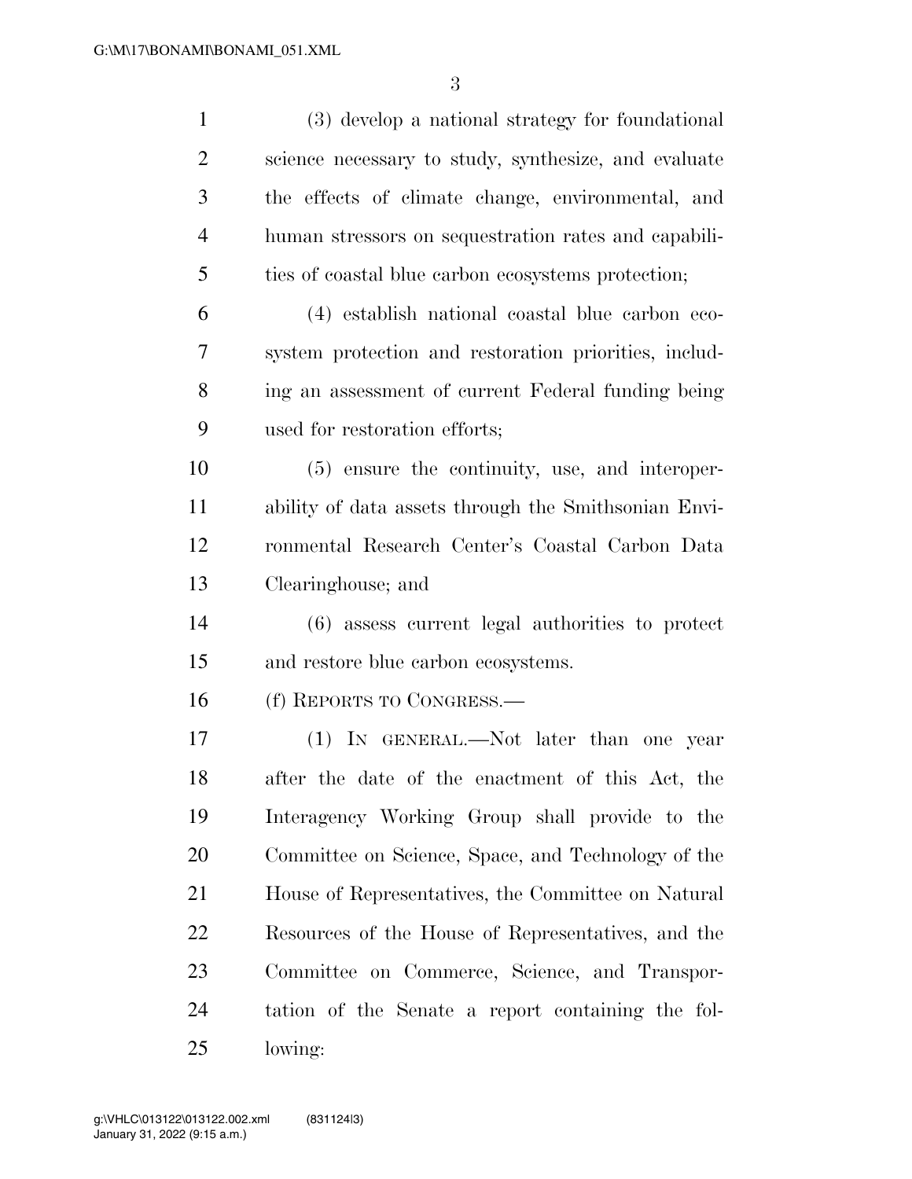(3) develop a national strategy for foundational science necessary to study, synthesize, and evaluate the effects of climate change, environmental, and human stressors on sequestration rates and capabilities of coastal blue carbon ecosystems protection;

(4) establish national coastal blue carbon ecosystem protection and restoration priorities, including an assessment of current Federal funding being used for restoration efforts;

(5) ensure the continuity, use, and interoperability of data assets through the Smithsonian Environmental Research Center's Coastal Carbon Data Clearinghouse; and

(6) assess current legal authorities to protect and restore blue carbon ecosystems.

(f) REPORTS TO CONGRESS.—

(1) IN GENERAL.—Not later than one year after the date of the enactment of this Act, the Interagency Working Group shall provide to the Committee on Science, Space, and Technology of the House of Representatives, the Committee on Natural Resources of the House of Representatives, and the Committee on Commerce, Science, and Transportation of the Senate a report containing the following: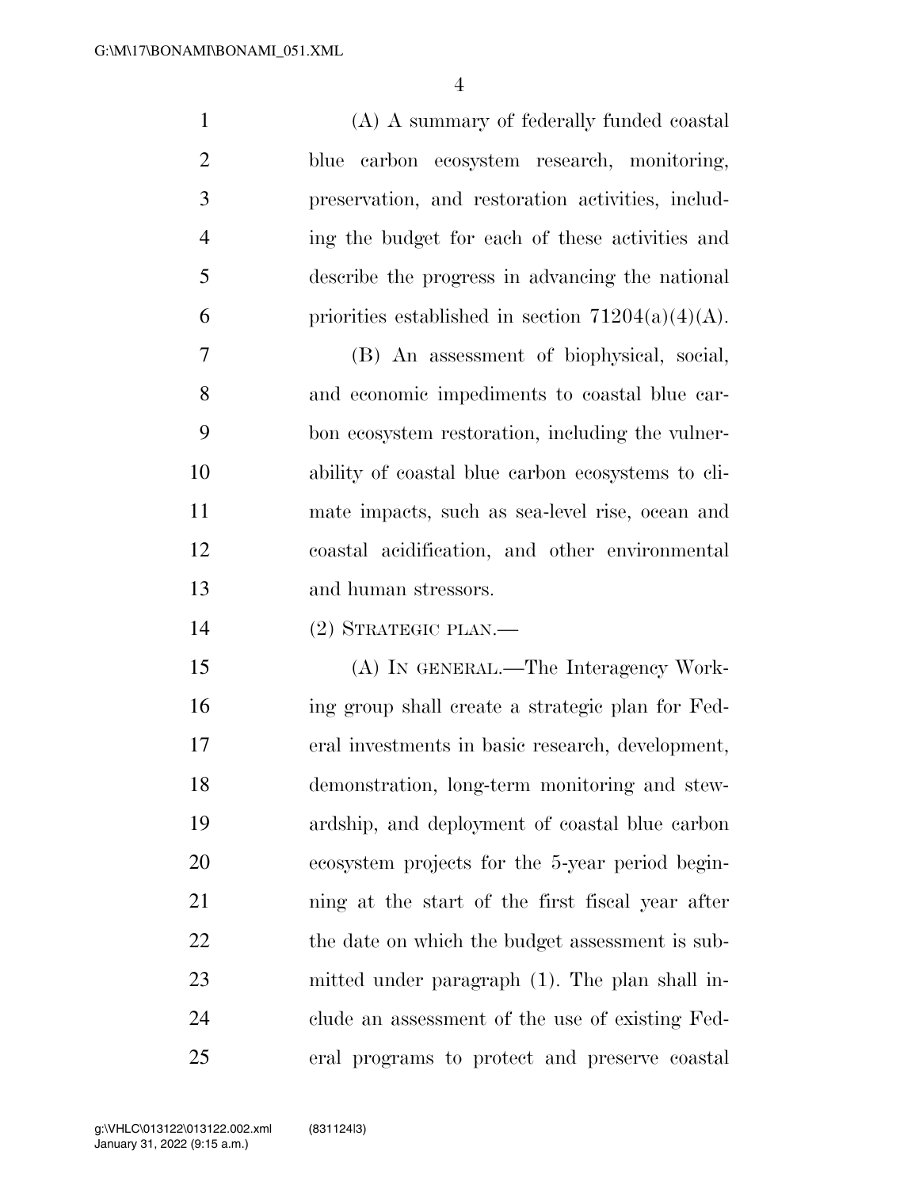(A) A summary of federally funded coastal blue carbon ecosystem research, monitoring, preservation, and restoration activities, including the budget for each of these activities and describe the progress in advancing the national priorities established in section 71204(a)(4)(A).

(B) An assessment of biophysical, social, and economic impediments to coastal blue carbon ecosystem restoration, including the vulnerability of coastal blue carbon ecosystems to climate impacts, such as sea-level rise, ocean and coastal acidification, and other environmental and human stressors.

(2) STRATEGIC PLAN.—

(A) IN GENERAL.—The Interagency Working group shall create a strategic plan for Federal investments in basic research, development, demonstration, long-term monitoring and stewardship, and deployment of coastal blue carbon ecosystem projects for the 5-year period beginning at the start of the first fiscal year after the date on which the budget assessment is submitted under paragraph (1). The plan shall include an assessment of the use of existing Federal programs to protect and preserve coastal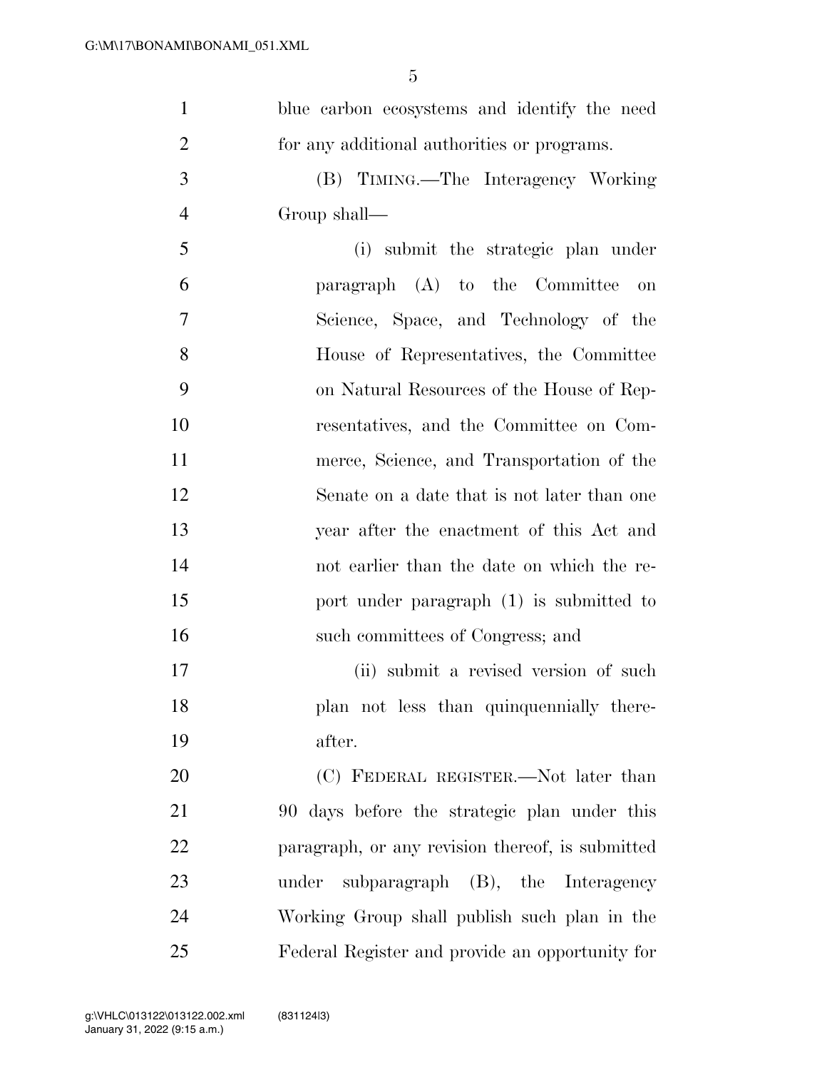blue carbon ecosystems and identify the need for any additional authorities or programs.

(B) TIMING.—The Interagency Working Group shall—

(i) submit the strategic plan under paragraph (A) to the Committee on Science, Space, and Technology of the House of Representatives, the Committee on Natural Resources of the House of Representatives, and the Committee on Commerce, Science, and Transportation of the Senate on a date that is not later than one year after the enactment of this Act and not earlier than the date on which the report under paragraph (1) is submitted to such committees of Congress; and

(ii) submit a revised version of such plan not less than quinquennially thereafter.

(C) FEDERAL REGISTER.—Not later than 90 days before the strategic plan under this paragraph, or any revision thereof, is submitted under subparagraph (B), the Interagency Working Group shall publish such plan in the Federal Register and provide an opportunity for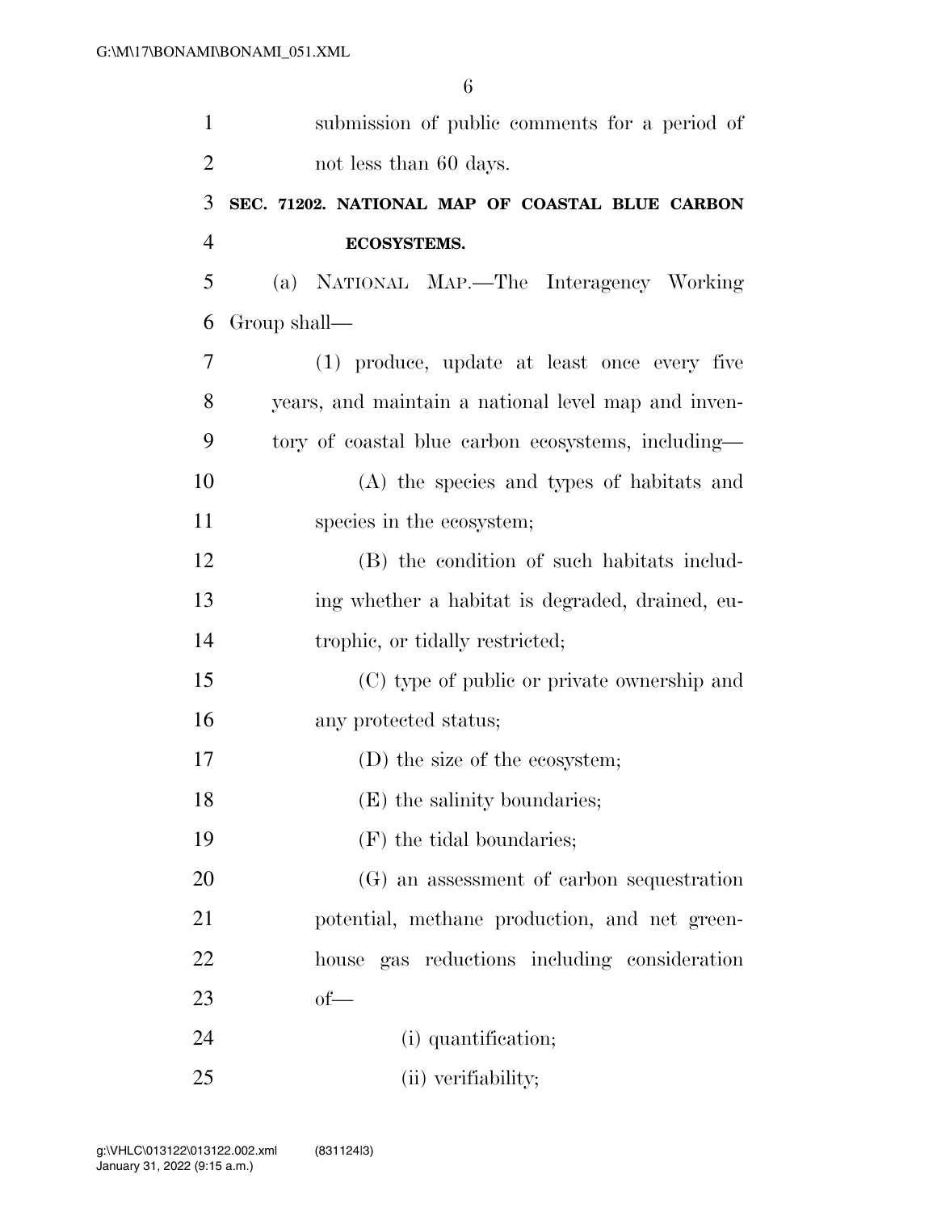submission of public comments for a period of not less than 60 days.

## SEC. 71202. NATIONAL MAP OF COASTAL BLUE CARBON ECOSYSTEMS.

(a) NATIONAL MAP.—The Interagency Working Group shall—

(1) produce, update at least once every five years, and maintain a national level map and inventory of coastal blue carbon ecosystems, including—

(A) the species and types of habitats and species in the ecosystem;

(B) the condition of such habitats including whether a habitat is degraded, drained, eutrophic, or tidally restricted;

(C) type of public or private ownership and any protected status;

(D) the size of the ecosystem;

(E) the salinity boundaries;

(F) the tidal boundaries;

(G) an assessment of carbon sequestration potential, methane production, and net greenhouse gas reductions including consideration of—

(i) quantification;

(ii) verifiability;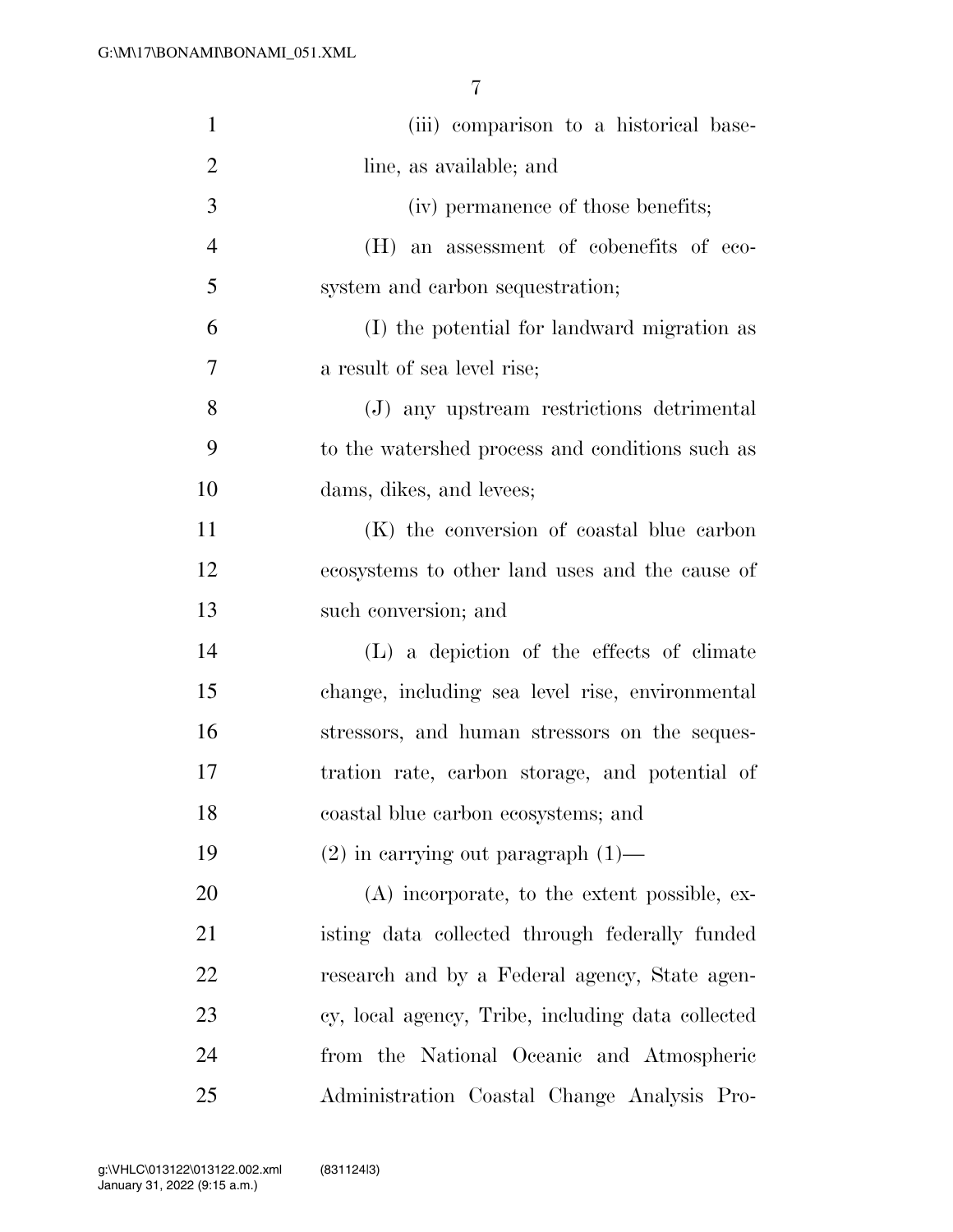(iii) comparison to a historical baseline, as available; and

(iv) permanence of those benefits;

(H) an assessment of cobenefits of ecosystem and carbon sequestration;

(I) the potential for landward migration as a result of sea level rise;

(J) any upstream restrictions detrimental to the watershed process and conditions such as dams, dikes, and levees;

(K) the conversion of coastal blue carbon ecosystems to other land uses and the cause of such conversion; and

(L) a depiction of the effects of climate change, including sea level rise, environmental stressors, and human stressors on the sequestration rate, carbon storage, and potential of coastal blue carbon ecosystems; and

(2) in carrying out paragraph (1)—

(A) incorporate, to the extent possible, existing data collected through federally funded research and by a Federal agency, State agency, local agency, Tribe, including data collected from the National Oceanic and Atmospheric Administration Coastal Change Analysis Pro-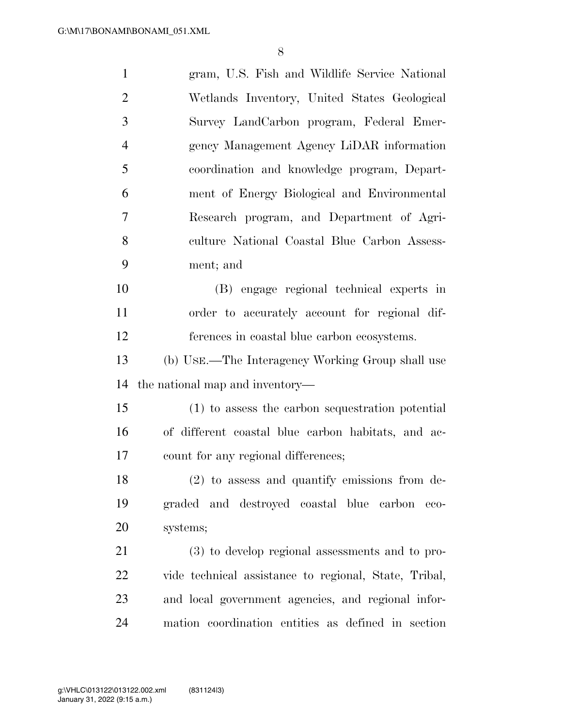gram, U.S. Fish and Wildlife Service National Wetlands Inventory, United States Geological Survey LandCarbon program, Federal Emergency Management Agency LiDAR information coordination and knowledge program, Department of Energy Biological and Environmental Research program, and Department of Agriculture National Coastal Blue Carbon Assessment; and

(B) engage regional technical experts in order to accurately account for regional differences in coastal blue carbon ecosystems.

(b) USE.—The Interagency Working Group shall use the national map and inventory—

(1) to assess the carbon sequestration potential of different coastal blue carbon habitats, and account for any regional differences;

(2) to assess and quantify emissions from degraded and destroyed coastal blue carbon ecosystems;

(3) to develop regional assessments and to provide technical assistance to regional, State, Tribal, and local government agencies, and regional information coordination entities as defined in section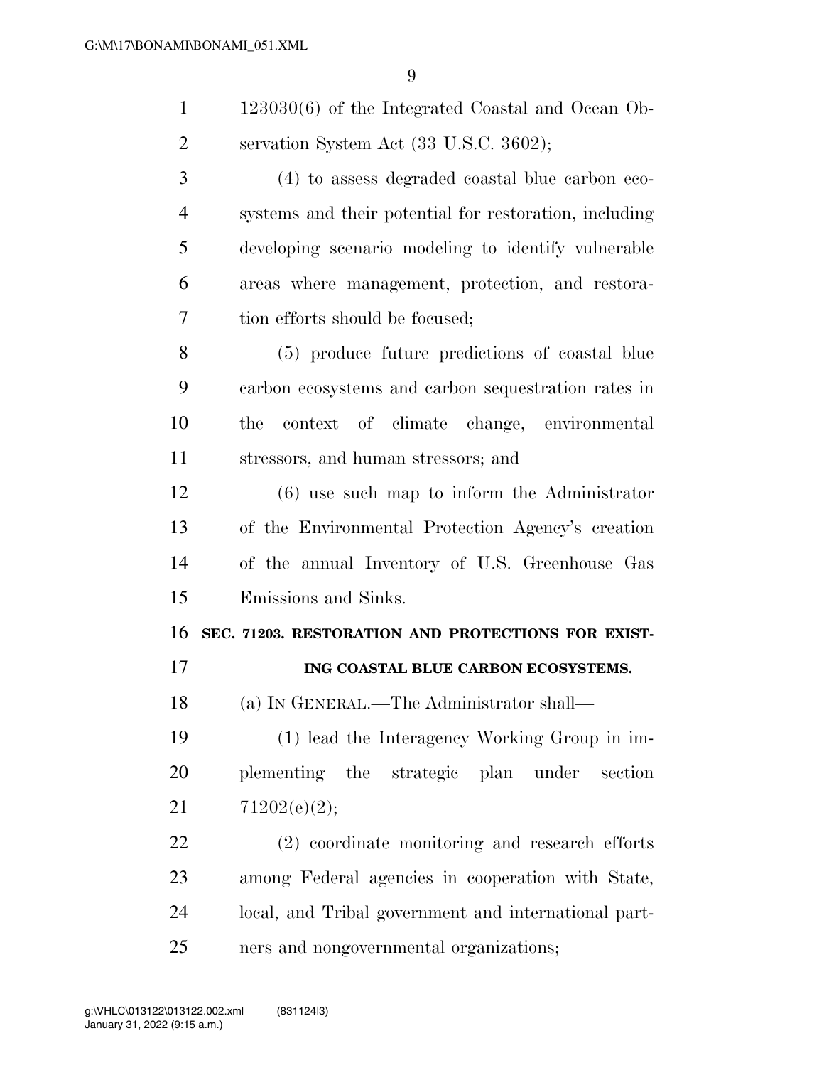123030(6) of the Integrated Coastal and Ocean Observation System Act (33 U.S.C. 3602);

(4) to assess degraded coastal blue carbon ecosystems and their potential for restoration, including developing scenario modeling to identify vulnerable areas where management, protection, and restoration efforts should be focused;

(5) produce future predictions of coastal blue carbon ecosystems and carbon sequestration rates in the context of climate change, environmental stressors, and human stressors; and

(6) use such map to inform the Administrator of the Environmental Protection Agency's creation of the annual Inventory of U.S. Greenhouse Gas Emissions and Sinks.

## SEC. 71203. RESTORATION AND PROTECTIONS FOR EXISTING COASTAL BLUE CARBON ECOSYSTEMS.

(a) IN GENERAL.—The Administrator shall—

(1) lead the Interagency Working Group in implementing the strategic plan under section 71202(e)(2);

(2) coordinate monitoring and research efforts among Federal agencies in cooperation with State, local, and Tribal government and international partners and nongovernmental organizations;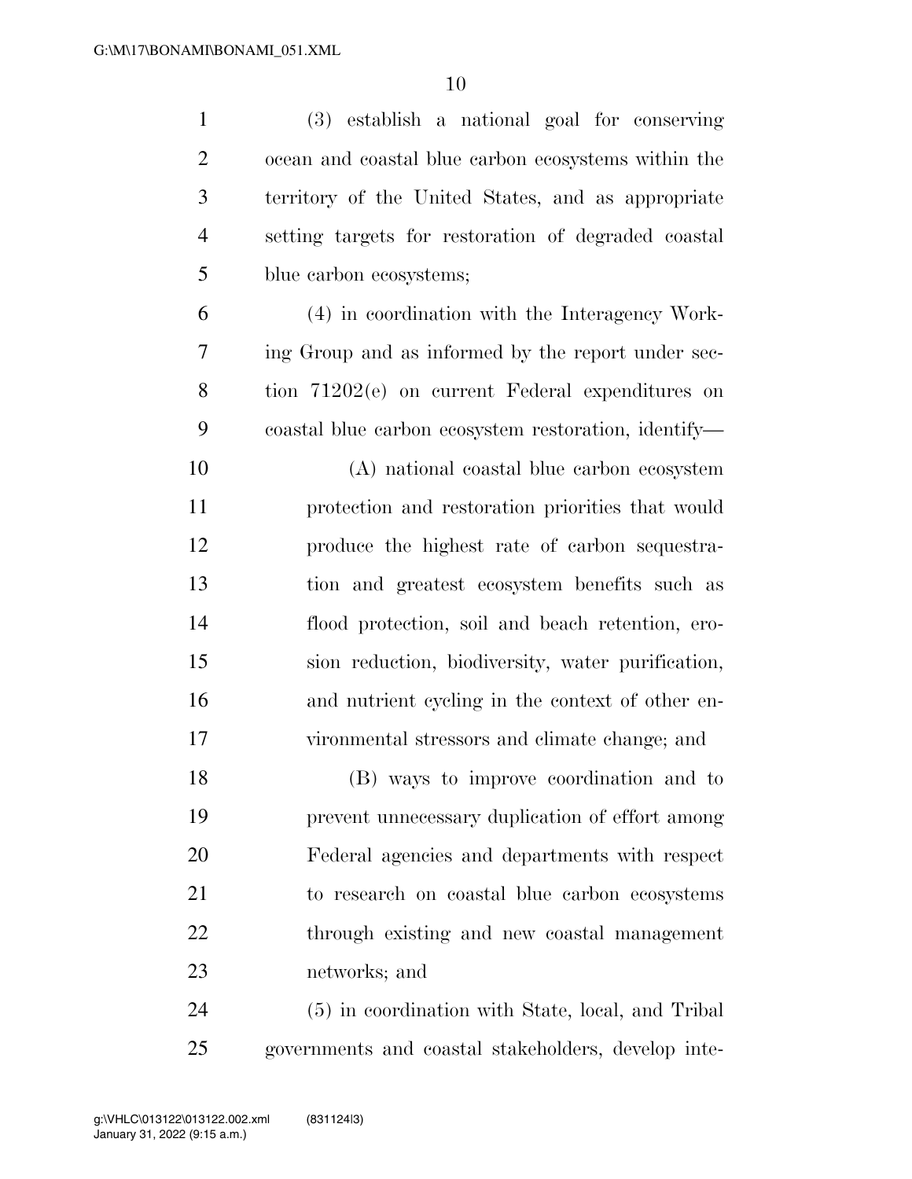(3) establish a national goal for conserving ocean and coastal blue carbon ecosystems within the territory of the United States, and as appropriate setting targets for restoration of degraded coastal blue carbon ecosystems;

(4) in coordination with the Interagency Working Group and as informed by the report under section 71202(e) on current Federal expenditures on coastal blue carbon ecosystem restoration, identify—

(A) national coastal blue carbon ecosystem protection and restoration priorities that would produce the highest rate of carbon sequestration and greatest ecosystem benefits such as flood protection, soil and beach retention, erosion reduction, biodiversity, water purification, and nutrient cycling in the context of other environmental stressors and climate change; and

(B) ways to improve coordination and to prevent unnecessary duplication of effort among Federal agencies and departments with respect to research on coastal blue carbon ecosystems through existing and new coastal management networks; and

(5) in coordination with State, local, and Tribal governments and coastal stakeholders, develop inte-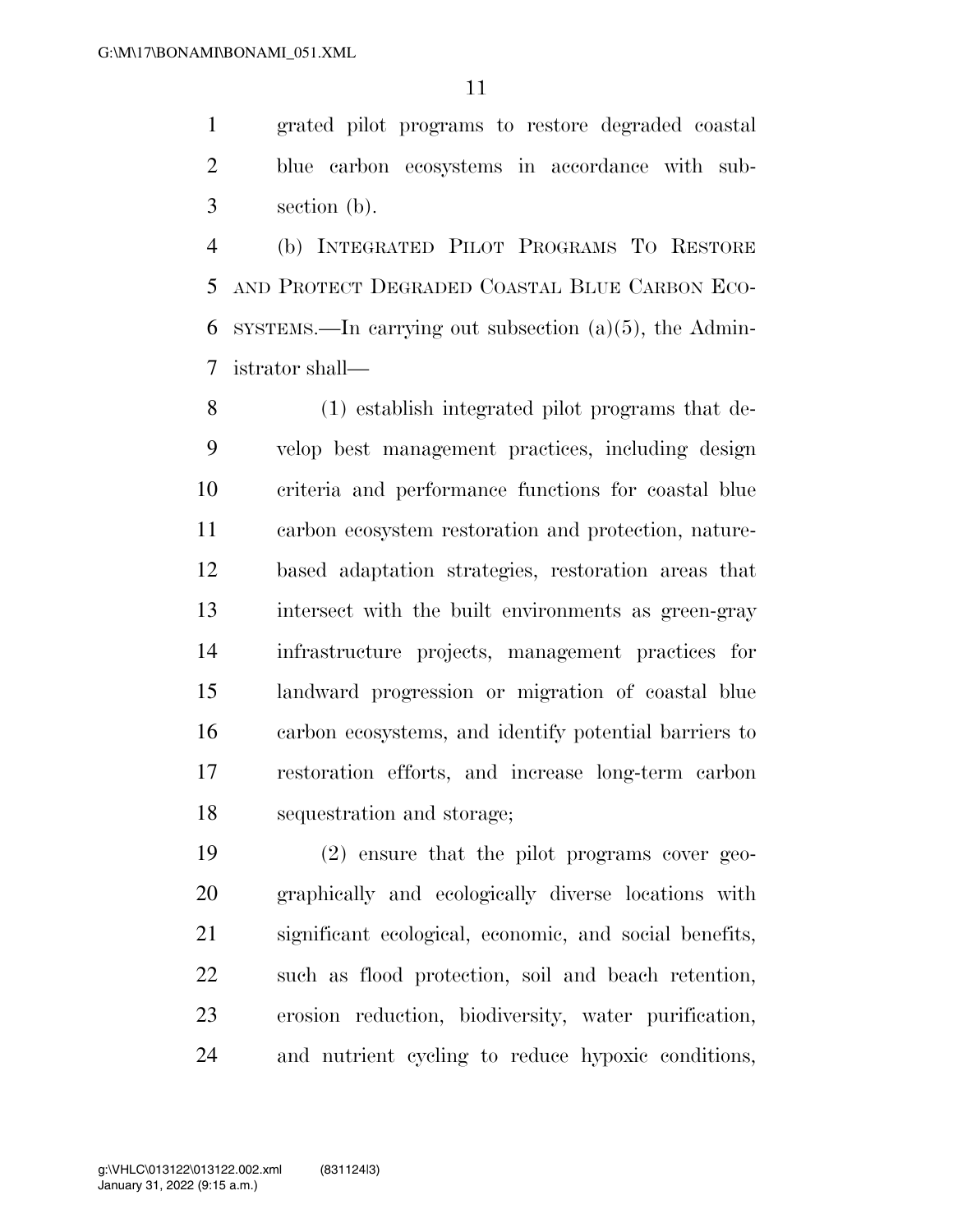grated pilot programs to restore degraded coastal blue carbon ecosystems in accordance with subsection (b).

(b) INTEGRATED PILOT PROGRAMS TO RESTORE AND PROTECT DEGRADED COASTAL BLUE CARBON ECOSYSTEMS.—In carrying out subsection (a)(5), the Administrator shall—

(1) establish integrated pilot programs that develop best management practices, including design criteria and performance functions for coastal blue carbon ecosystem restoration and protection, nature-based adaptation strategies, restoration areas that intersect with the built environments as green-gray infrastructure projects, management practices for landward progression or migration of coastal blue carbon ecosystems, and identify potential barriers to restoration efforts, and increase long-term carbon sequestration and storage;

(2) ensure that the pilot programs cover geographically and ecologically diverse locations with significant ecological, economic, and social benefits, such as flood protection, soil and beach retention, erosion reduction, biodiversity, water purification, and nutrient cycling to reduce hypoxic conditions,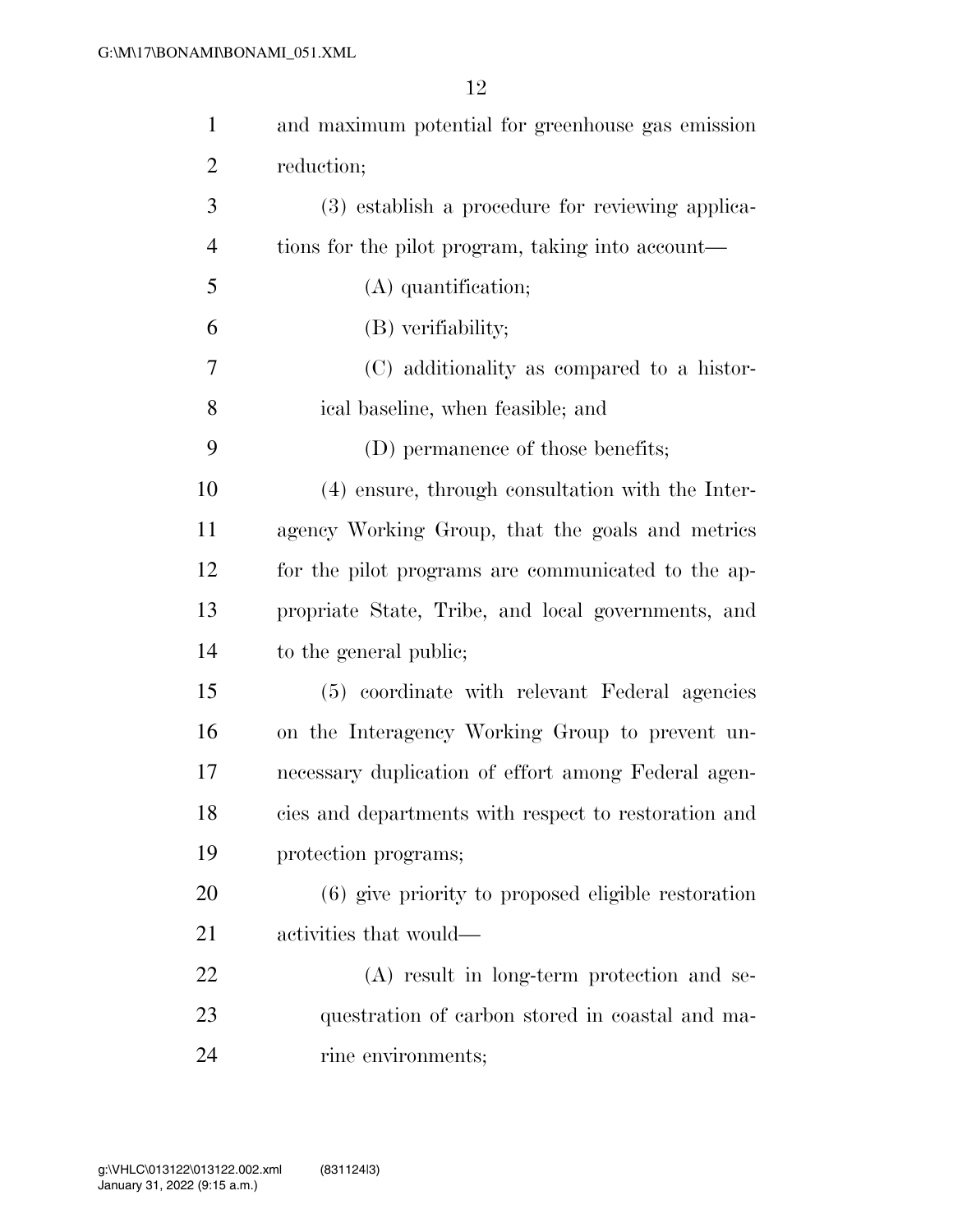and maximum potential for greenhouse gas emission reduction;

(3) establish a procedure for reviewing applications for the pilot program, taking into account—

(A) quantification;

(B) verifiability;

(C) additionality as compared to a historical baseline, when feasible; and

(D) permanence of those benefits;

(4) ensure, through consultation with the Interagency Working Group, that the goals and metrics for the pilot programs are communicated to the appropriate State, Tribe, and local governments, and to the general public;

(5) coordinate with relevant Federal agencies on the Interagency Working Group to prevent unnecessary duplication of effort among Federal agencies and departments with respect to restoration and protection programs;

(6) give priority to proposed eligible restoration activities that would—

(A) result in long-term protection and sequestration of carbon stored in coastal and marine environments;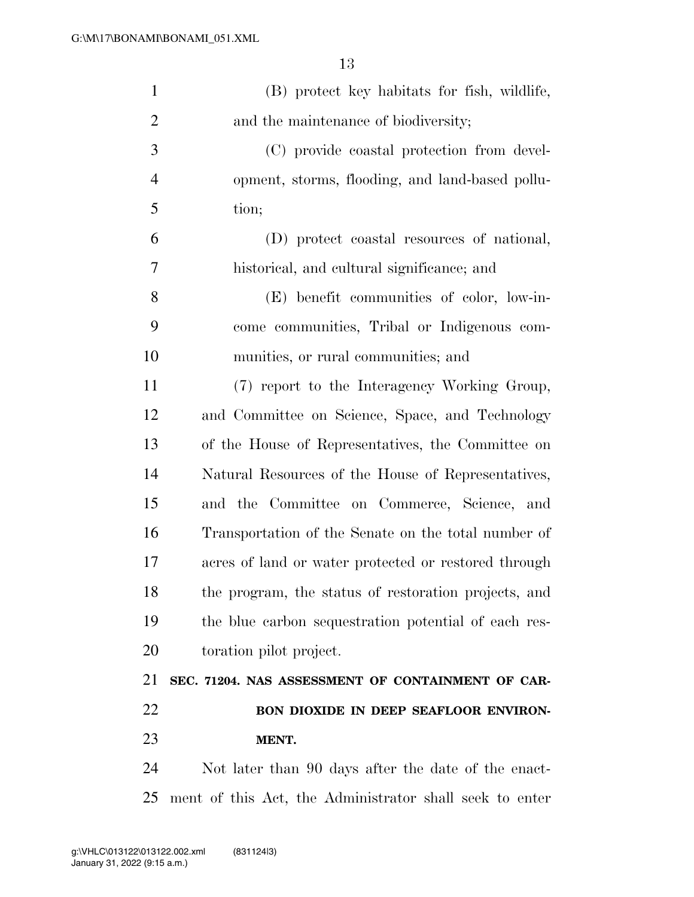(B) protect key habitats for fish, wildlife, and the maintenance of biodiversity;

(C) provide coastal protection from development, storms, flooding, and land-based pollution;

(D) protect coastal resources of national, historical, and cultural significance; and

(E) benefit communities of color, low-income communities, Tribal or Indigenous communities, or rural communities; and

(7) report to the Interagency Working Group, and Committee on Science, Space, and Technology of the House of Representatives, the Committee on Natural Resources of the House of Representatives, and the Committee on Commerce, Science, and Transportation of the Senate on the total number of acres of land or water protected or restored through the program, the status of restoration projects, and the blue carbon sequestration potential of each restoration pilot project.

**SEC. 71204. NAS ASSESSMENT OF CONTAINMENT OF CARBON DIOXIDE IN DEEP SEAFLOOR ENVIRONMENT.**

Not later than 90 days after the date of the enactment of this Act, the Administrator shall seek to enter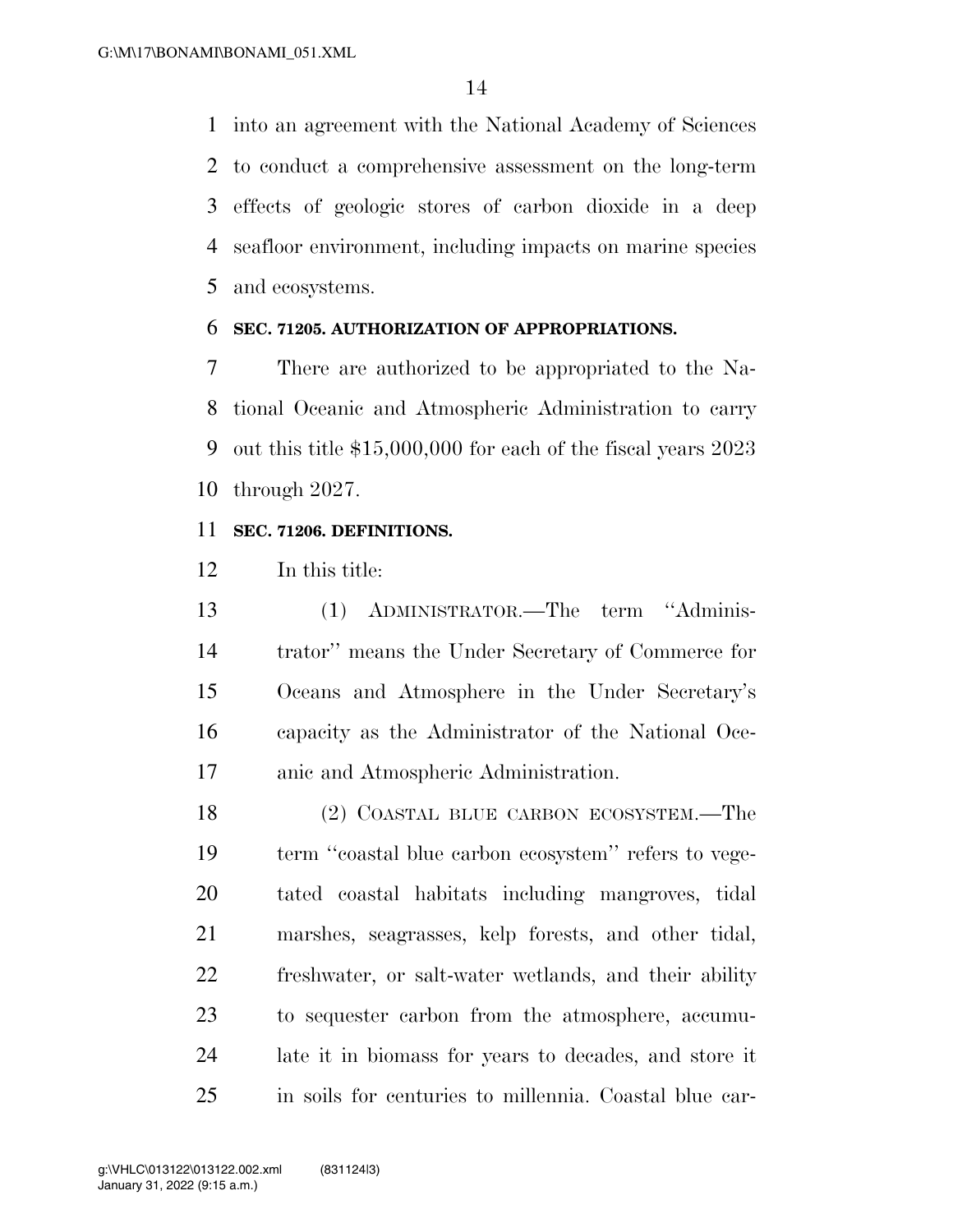into an agreement with the National Academy of Sciences to conduct a comprehensive assessment on the long-term effects of geologic stores of carbon dioxide in a deep seafloor environment, including impacts on marine species and ecosystems.

**SEC. 71205. AUTHORIZATION OF APPROPRIATIONS.**

There are authorized to be appropriated to the National Oceanic and Atmospheric Administration to carry out this title $15,000,000 for each of the fiscal years 2023 through 2027.

**SEC. 71206. DEFINITIONS.**

In this title:

(1) ADMINISTRATOR.—The term ''Administrator'' means the Under Secretary of Commerce for Oceans and Atmosphere in the Under Secretary's capacity as the Administrator of the National Oceanic and Atmospheric Administration.

(2) COASTAL BLUE CARBON ECOSYSTEM.—The term ''coastal blue carbon ecosystem'' refers to vegetated coastal habitats including mangroves, tidal marshes, seagrasses, kelp forests, and other tidal, freshwater, or salt-water wetlands, and their ability to sequester carbon from the atmosphere, accumulate it in biomass for years to decades, and store it in soils for centuries to millennia. Coastal blue car-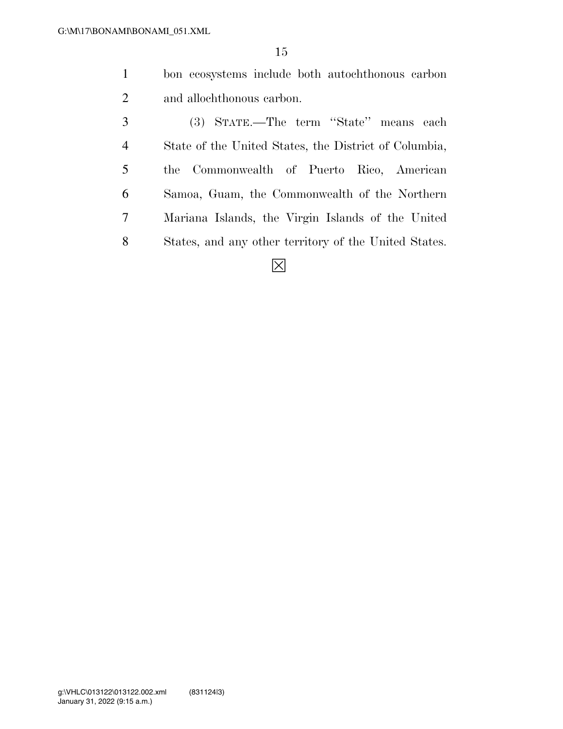bon ecosystems include both autochthonous carbon and allochthonous carbon.

(3) STATE.—The term ''State'' means each State of the United States, the District of Columbia, the Commonwealth of Puerto Rico, American Samoa, Guam, the Commonwealth of the Northern Mariana Islands, the Virgin Islands of the United States, and any other territory of the United States.